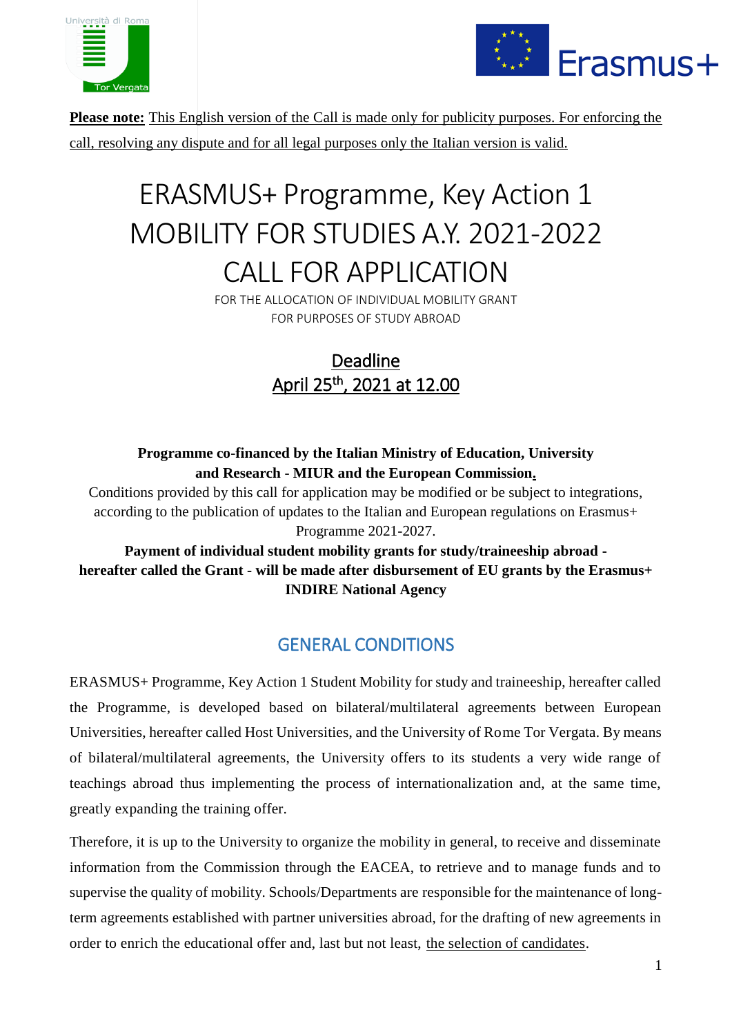**Please note:** This English version of the Call is made only for publicity purposes. For enforcing the call, resolving any dispute and for all legal purposes only the Italian version is valid.

# ERASMUS+ Programme, Key Action 1 MOBILITY FOR STUDIES A.Y. 2021-2022 CALL FOR APPLICATION

FOR THE ALLOCATION OF INDIVIDUAL MOBILITY GRANT
FOR PURPOSES OF STUDY ABROAD

Deadline
April 25th, 2021 at 12.00

**Programme co-financed by the Italian Ministry of Education, University and Research - MIUR and the European Commission.**

Conditions provided by this call for application may be modified or be subject to integrations, according to the publication of updates to the Italian and European regulations on Erasmus+ Programme 2021-2027.

**Payment of individual student mobility grants for study/traineeship abroad - hereafter called the Grant - will be made after disbursement of EU grants by the Erasmus+ INDIRE National Agency**

## GENERAL CONDITIONS

ERASMUS+ Programme, Key Action 1 Student Mobility for study and traineeship, hereafter called the Programme, is developed based on bilateral/multilateral agreements between European Universities, hereafter called Host Universities, and the University of Rome Tor Vergata. By means of bilateral/multilateral agreements, the University offers to its students a very wide range of teachings abroad thus implementing the process of internationalization and, at the same time, greatly expanding the training offer.

Therefore, it is up to the University to organize the mobility in general, to receive and disseminate information from the Commission through the EACEA, to retrieve and to manage funds and to supervise the quality of mobility. Schools/Departments are responsible for the maintenance of long-term agreements established with partner universities abroad, for the drafting of new agreements in order to enrich the educational offer and, last but not least, the selection of candidates.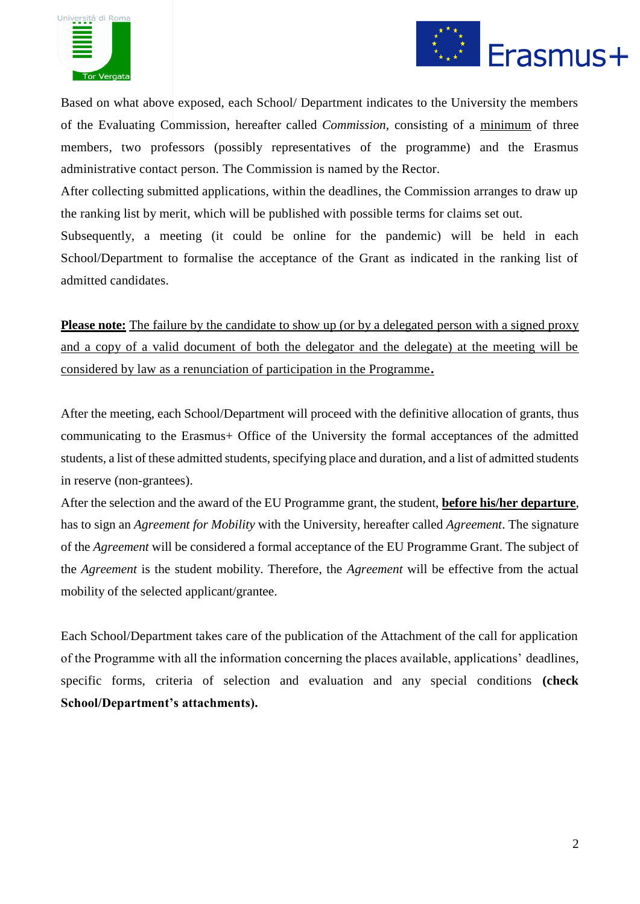Based on what above exposed, each School/ Department indicates to the University the members of the Evaluating Commission, hereafter called *Commission*, consisting of a <u>minimum</u> of three members, two professors (possibly representatives of the programme) and the Erasmus administrative contact person. The Commission is named by the Rector.

After collecting submitted applications, within the deadlines, the Commission arranges to draw up the ranking list by merit, which will be published with possible terms for claims set out.

Subsequently, a meeting (it could be online for the pandemic) will be held in each School/Department to formalise the acceptance of the Grant as indicated in the ranking list of admitted candidates.

<u>**Please note:**</u> <u>The failure by the candidate to show up (or by a delegated person with a signed proxy and a copy of a valid document of both the delegator and the delegate) at the meeting will be considered by law as a renunciation of participation in the Programme</u>**.**

After the meeting, each School/Department will proceed with the definitive allocation of grants, thus communicating to the Erasmus+ Office of the University the formal acceptances of the admitted students, a list of these admitted students, specifying place and duration, and a list of admitted students in reserve (non-grantees).

After the selection and the award of the EU Programme grant, the student, <u>**before his/her departure**</u>, has to sign an *Agreement for Mobility* with the University, hereafter called *Agreement*. The signature of the *Agreement* will be considered a formal acceptance of the EU Programme Grant. The subject of the *Agreement* is the student mobility. Therefore, the *Agreement* will be effective from the actual mobility of the selected applicant/grantee.

Each School/Department takes care of the publication of the Attachment of the call for application of the Programme with all the information concerning the places available, applications' deadlines, specific forms, criteria of selection and evaluation and any special conditions **(check School/Department's attachments).**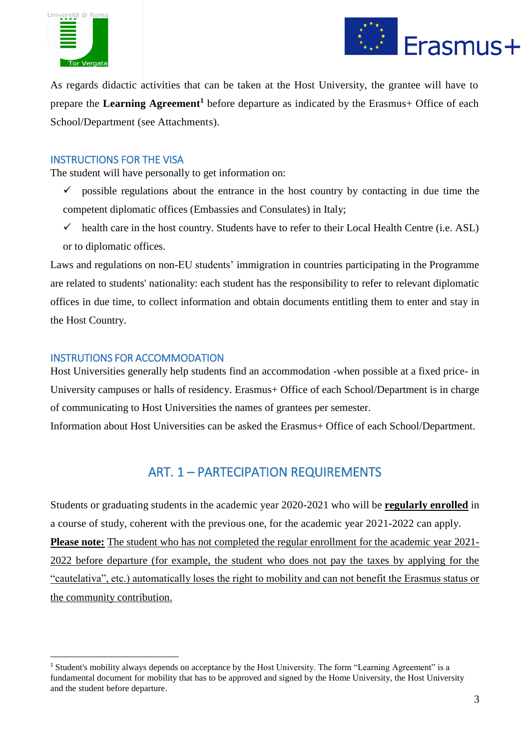As regards didactic activities that can be taken at the Host University, the grantee will have to prepare the **Learning Agreement**[1] before departure as indicated by the Erasmus+ Office of each School/Department (see Attachments).

## INSTRUCTIONS FOR THE VISA

The student will have personally to get information on:

- ✓ possible regulations about the entrance in the host country by contacting in due time the competent diplomatic offices (Embassies and Consulates) in Italy;
- ✓ health care in the host country. Students have to refer to their Local Health Centre (i.e. ASL) or to diplomatic offices.

Laws and regulations on non-EU students' immigration in countries participating in the Programme are related to students' nationality: each student has the responsibility to refer to relevant diplomatic offices in due time, to collect information and obtain documents entitling them to enter and stay in the Host Country.

## INSTRUTIONS FOR ACCOMMODATION

Host Universities generally help students find an accommodation -when possible at a fixed price- in University campuses or halls of residency. Erasmus+ Office of each School/Department is in charge of communicating to Host Universities the names of grantees per semester.

Information about Host Universities can be asked the Erasmus+ Office of each School/Department.

# ART. 1 – PARTECIPATION REQUIREMENTS

Students or graduating students in the academic year 2020-2021 who will be **regularly enrolled** in a course of study, coherent with the previous one, for the academic year 2021-2022 can apply.

**Please note:** The student who has not completed the regular enrollment for the academic year 2021-2022 before departure (for example, the student who does not pay the taxes by applying for the "cautelativa", etc.) automatically loses the right to mobility and can not benefit the Erasmus status or the community contribution.

---

[1] Student's mobility always depends on acceptance by the Host University. The form "Learning Agreement" is a fundamental document for mobility that has to be approved and signed by the Home University, the Host University and the student before departure.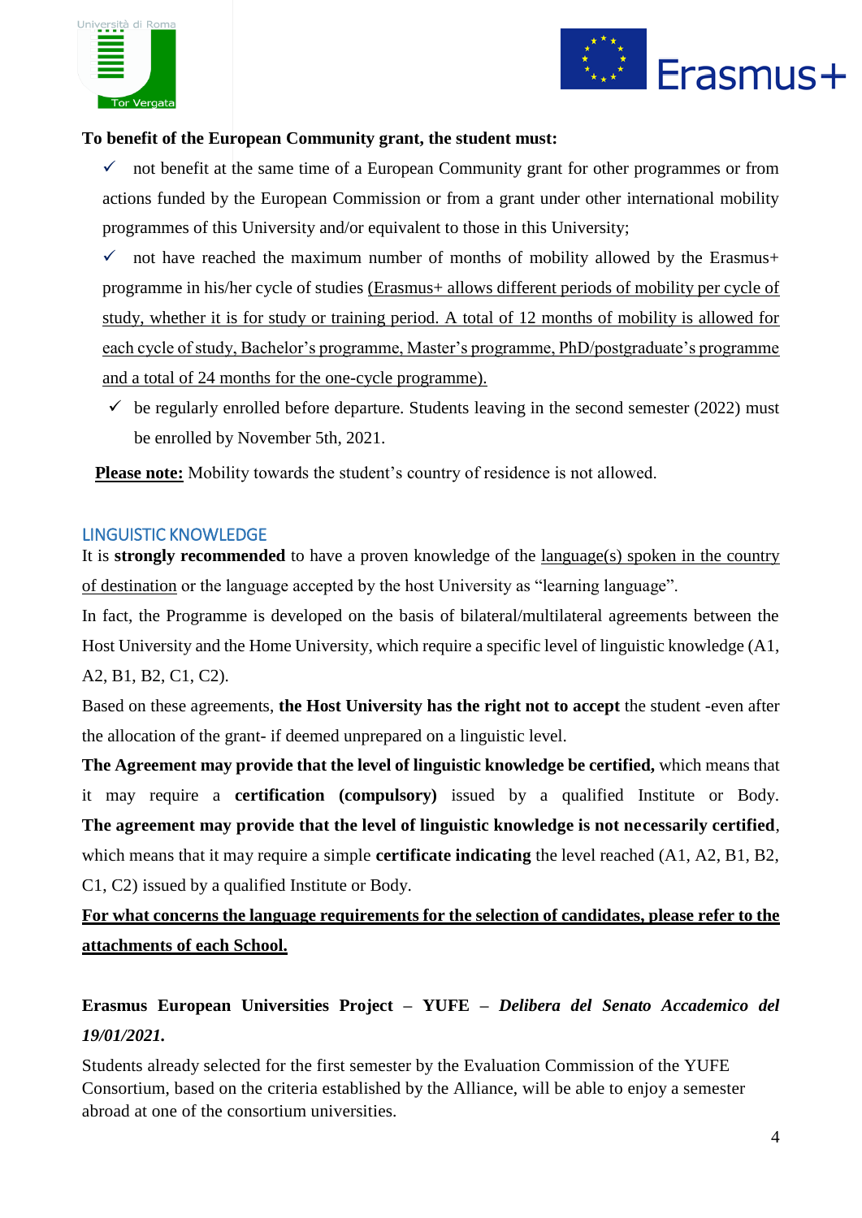**To benefit of the European Community grant, the student must:**

- ✓ not benefit at the same time of a European Community grant for other programmes or from actions funded by the European Commission or from a grant under other international mobility programmes of this University and/or equivalent to those in this University;
- ✓ not have reached the maximum number of months of mobility allowed by the Erasmus+ programme in his/her cycle of studies (Erasmus+ allows different periods of mobility per cycle of study, whether it is for study or training period. A total of 12 months of mobility is allowed for each cycle of study, Bachelor's programme, Master's programme, PhD/postgraduate's programme and a total of 24 months for the one-cycle programme).
- ✓ be regularly enrolled before departure. Students leaving in the second semester (2022) must be enrolled by November 5th, 2021.

**Please note:** Mobility towards the student's country of residence is not allowed.

## LINGUISTIC KNOWLEDGE

It is **strongly recommended** to have a proven knowledge of the language(s) spoken in the country of destination or the language accepted by the host University as "learning language".

In fact, the Programme is developed on the basis of bilateral/multilateral agreements between the Host University and the Home University, which require a specific level of linguistic knowledge (A1, A2, B1, B2, C1, C2).

Based on these agreements, **the Host University has the right not to accept** the student -even after the allocation of the grant- if deemed unprepared on a linguistic level.

**The Agreement may provide that the level of linguistic knowledge be certified,** which means that it may require a **certification (compulsory)** issued by a qualified Institute or Body. **The agreement may provide that the level of linguistic knowledge is not necessarily certified**, which means that it may require a simple **certificate indicating** the level reached (A1, A2, B1, B2, C1, C2) issued by a qualified Institute or Body.

**For what concerns the language requirements for the selection of candidates, please refer to the attachments of each School.**

**Erasmus European Universities Project – YUFE – *Delibera del Senato Accademico del 19/01/2021.***

Students already selected for the first semester by the Evaluation Commission of the YUFE Consortium, based on the criteria established by the Alliance, will be able to enjoy a semester abroad at one of the consortium universities.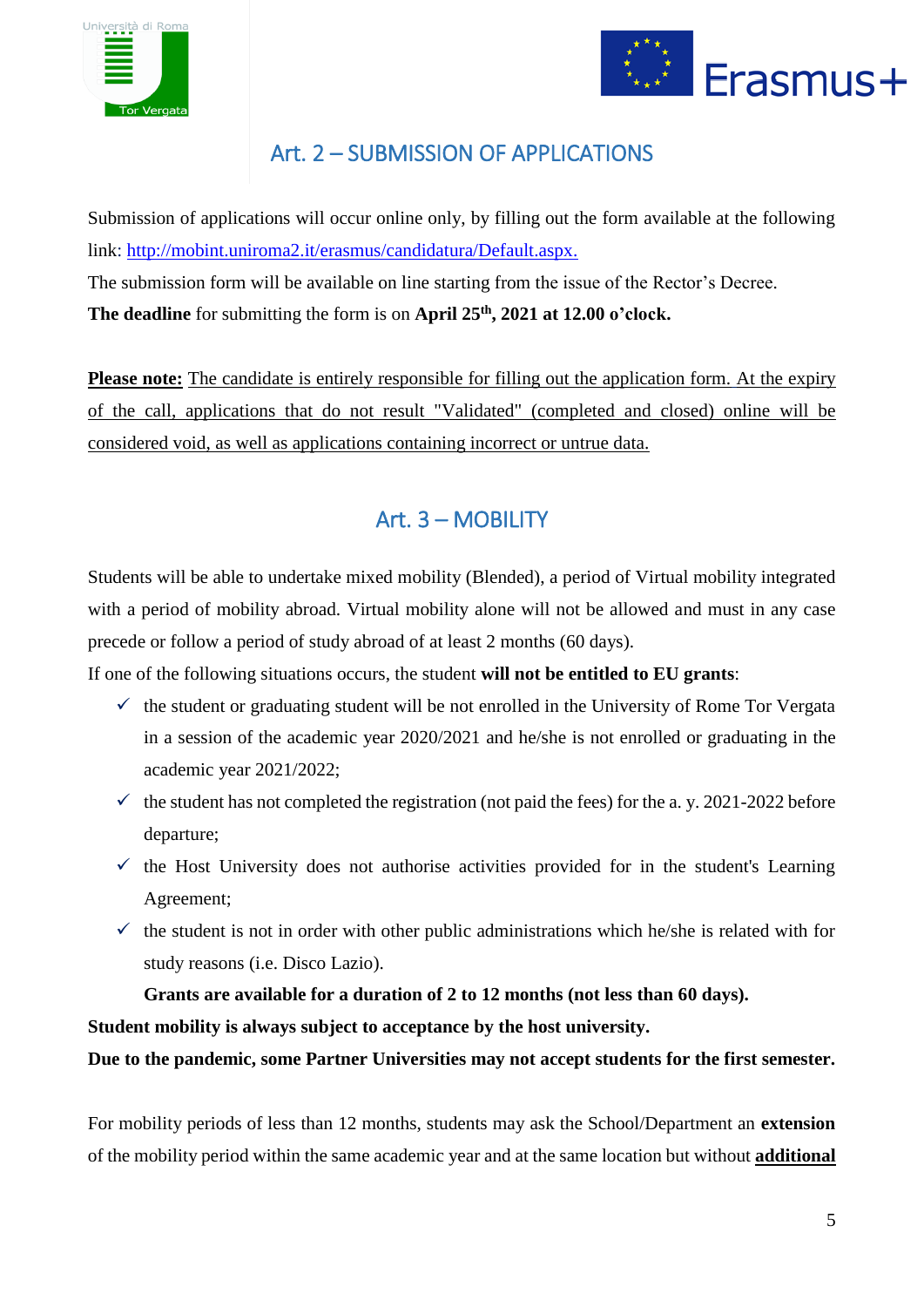## Art. 2 – SUBMISSION OF APPLICATIONS

Submission of applications will occur online only, by filling out the form available at the following link: [http://mobint.uniroma2.it/erasmus/candidatura/Default.aspx.](http://mobint.uniroma2.it/erasmus/candidatura/Default.aspx)

The submission form will be available on line starting from the issue of the Rector's Decree.

**The deadline** for submitting the form is on **April 25th, 2021 at 12.00 o'clock.**

**Please note:** The candidate is entirely responsible for filling out the application form. At the expiry of the call, applications that do not result "Validated" (completed and closed) online will be considered void, as well as applications containing incorrect or untrue data.

## Art. 3 – MOBILITY

Students will be able to undertake mixed mobility (Blended), a period of Virtual mobility integrated with a period of mobility abroad. Virtual mobility alone will not be allowed and must in any case precede or follow a period of study abroad of at least 2 months (60 days).

If one of the following situations occurs, the student **will not be entitled to EU grants**:

- ✓ the student or graduating student will be not enrolled in the University of Rome Tor Vergata in a session of the academic year 2020/2021 and he/she is not enrolled or graduating in the academic year 2021/2022;
- ✓ the student has not completed the registration (not paid the fees) for the a. y. 2021-2022 before departure;
- ✓ the Host University does not authorise activities provided for in the student's Learning Agreement;
- ✓ the student is not in order with other public administrations which he/she is related with for study reasons (i.e. Disco Lazio).

**Grants are available for a duration of 2 to 12 months (not less than 60 days).**

**Student mobility is always subject to acceptance by the host university.**

**Due to the pandemic, some Partner Universities may not accept students for the first semester.**

For mobility periods of less than 12 months, students may ask the School/Department an **extension** of the mobility period within the same academic year and at the same location but without **additional**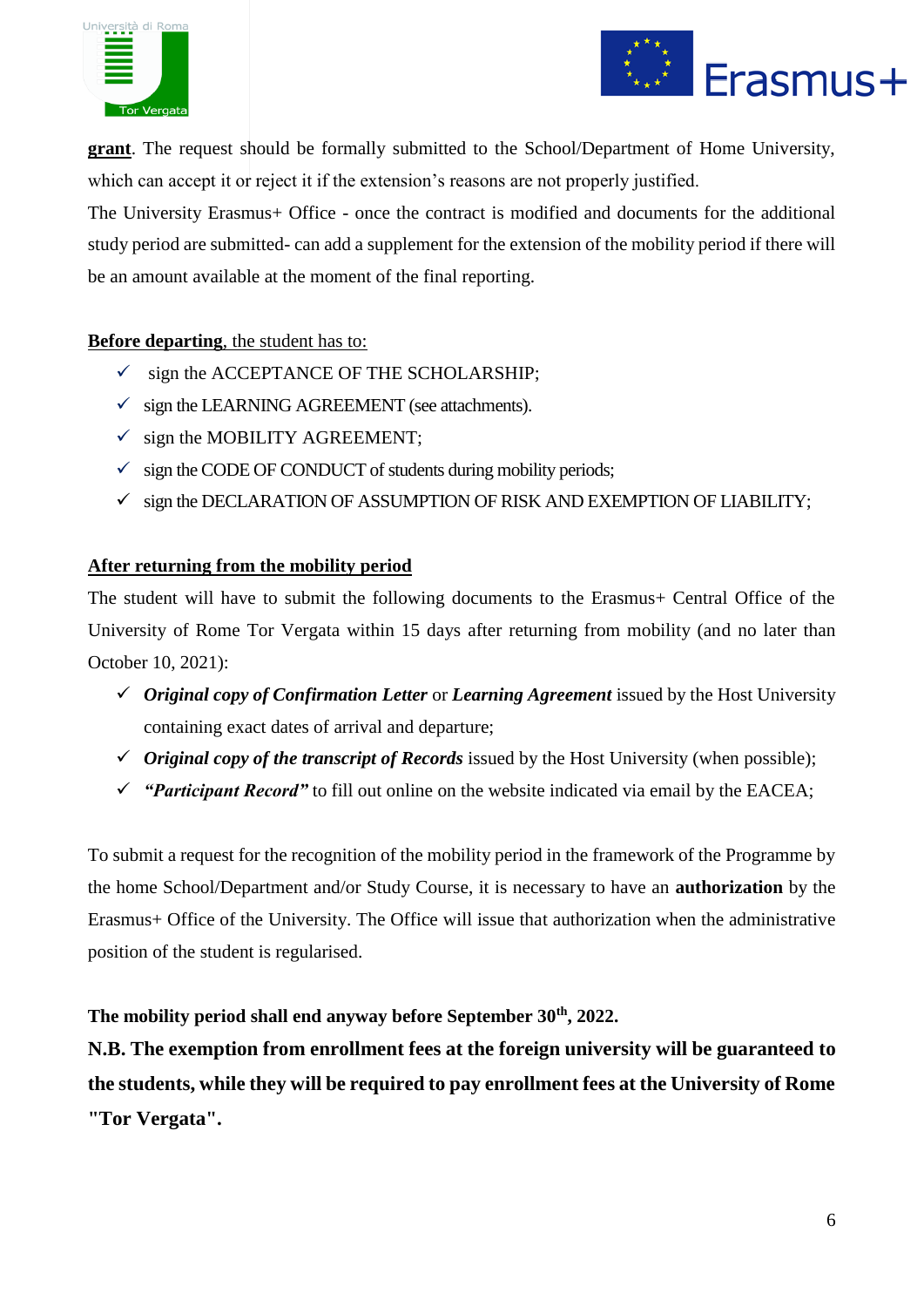**grant**. The request should be formally submitted to the School/Department of Home University, which can accept it or reject it if the extension's reasons are not properly justified.

The University Erasmus+ Office - once the contract is modified and documents for the additional study period are submitted- can add a supplement for the extension of the mobility period if there will be an amount available at the moment of the final reporting.

**Before departing**, the student has to:

- ✓ sign the ACCEPTANCE OF THE SCHOLARSHIP;
- ✓ sign the LEARNING AGREEMENT (see attachments).
- ✓ sign the MOBILITY AGREEMENT;
- ✓ sign the CODE OF CONDUCT of students during mobility periods;
- ✓ sign the DECLARATION OF ASSUMPTION OF RISK AND EXEMPTION OF LIABILITY;

**After returning from the mobility period**

The student will have to submit the following documents to the Erasmus+ Central Office of the University of Rome Tor Vergata within 15 days after returning from mobility (and no later than October 10, 2021):

- ✓ ***Original copy of Confirmation Letter*** or ***Learning Agreement*** issued by the Host University containing exact dates of arrival and departure;
- ✓ ***Original copy of the transcript of Records*** issued by the Host University (when possible);
- ✓ ***"Participant Record"*** to fill out online on the website indicated via email by the EACEA;

To submit a request for the recognition of the mobility period in the framework of the Programme by the home School/Department and/or Study Course, it is necessary to have an **authorization** by the Erasmus+ Office of the University. The Office will issue that authorization when the administrative position of the student is regularised.

**The mobility period shall end anyway before September 30th, 2022.**

**N.B. The exemption from enrollment fees at the foreign university will be guaranteed to the students, while they will be required to pay enrollment fees at the University of Rome "Tor Vergata".**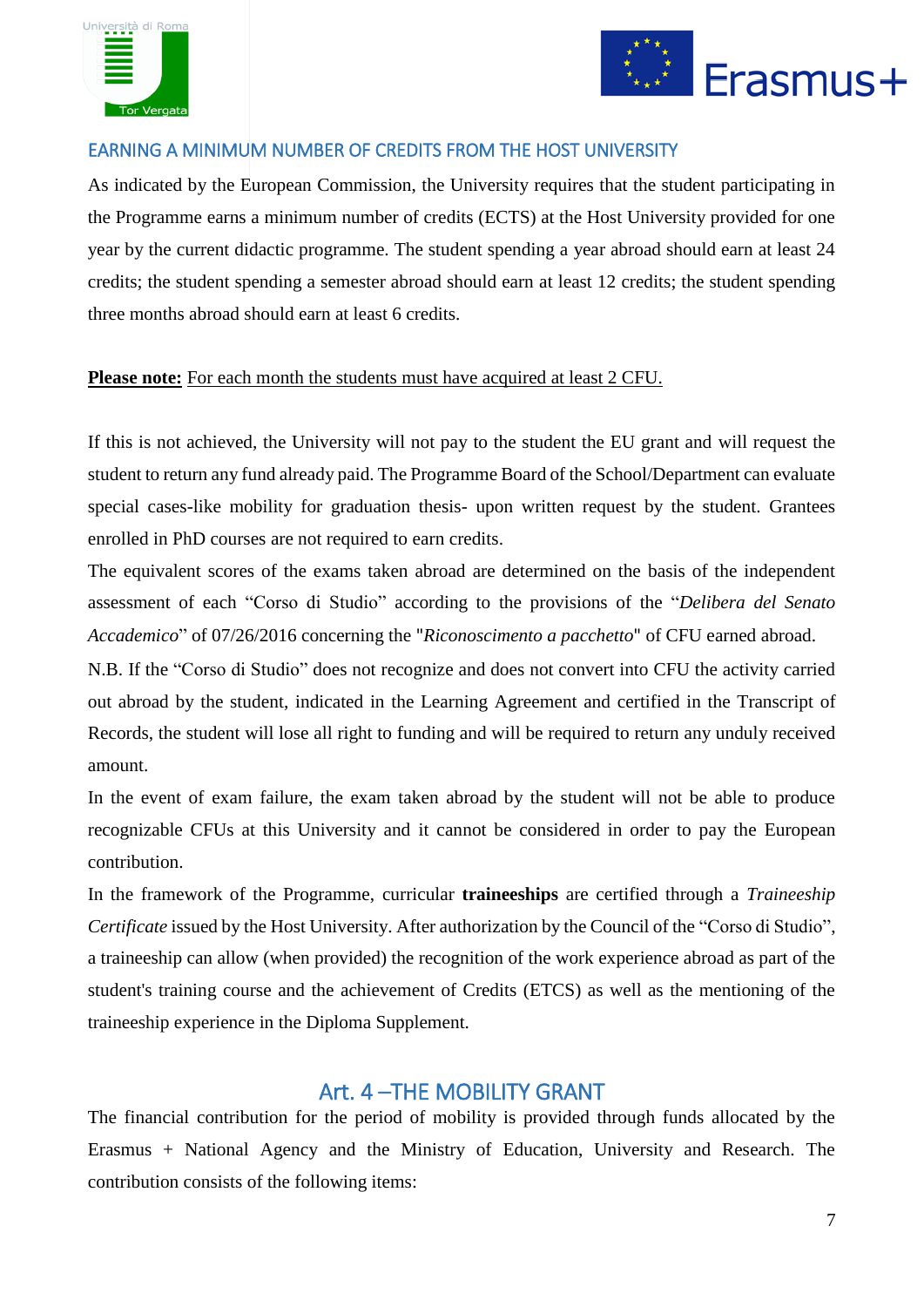### EARNING A MINIMUM NUMBER OF CREDITS FROM THE HOST UNIVERSITY

As indicated by the European Commission, the University requires that the student participating in the Programme earns a minimum number of credits (ECTS) at the Host University provided for one year by the current didactic programme. The student spending a year abroad should earn at least 24 credits; the student spending a semester abroad should earn at least 12 credits; the student spending three months abroad should earn at least 6 credits.

**Please note:** For each month the students must have acquired at least 2 CFU.

If this is not achieved, the University will not pay to the student the EU grant and will request the student to return any fund already paid. The Programme Board of the School/Department can evaluate special cases-like mobility for graduation thesis- upon written request by the student. Grantees enrolled in PhD courses are not required to earn credits.

The equivalent scores of the exams taken abroad are determined on the basis of the independent assessment of each "Corso di Studio" according to the provisions of the "*Delibera del Senato Accademico*" of 07/26/2016 concerning the "*Riconoscimento a pacchetto*" of CFU earned abroad.

N.B. If the "Corso di Studio" does not recognize and does not convert into CFU the activity carried out abroad by the student, indicated in the Learning Agreement and certified in the Transcript of Records, the student will lose all right to funding and will be required to return any unduly received amount.

In the event of exam failure, the exam taken abroad by the student will not be able to produce recognizable CFUs at this University and it cannot be considered in order to pay the European contribution.

In the framework of the Programme, curricular **traineeships** are certified through a *Traineeship Certificate* issued by the Host University. After authorization by the Council of the "Corso di Studio", a traineeship can allow (when provided) the recognition of the work experience abroad as part of the student's training course and the achievement of Credits (ETCS) as well as the mentioning of the traineeship experience in the Diploma Supplement.

## Art. 4 –THE MOBILITY GRANT

The financial contribution for the period of mobility is provided through funds allocated by the Erasmus + National Agency and the Ministry of Education, University and Research. The contribution consists of the following items: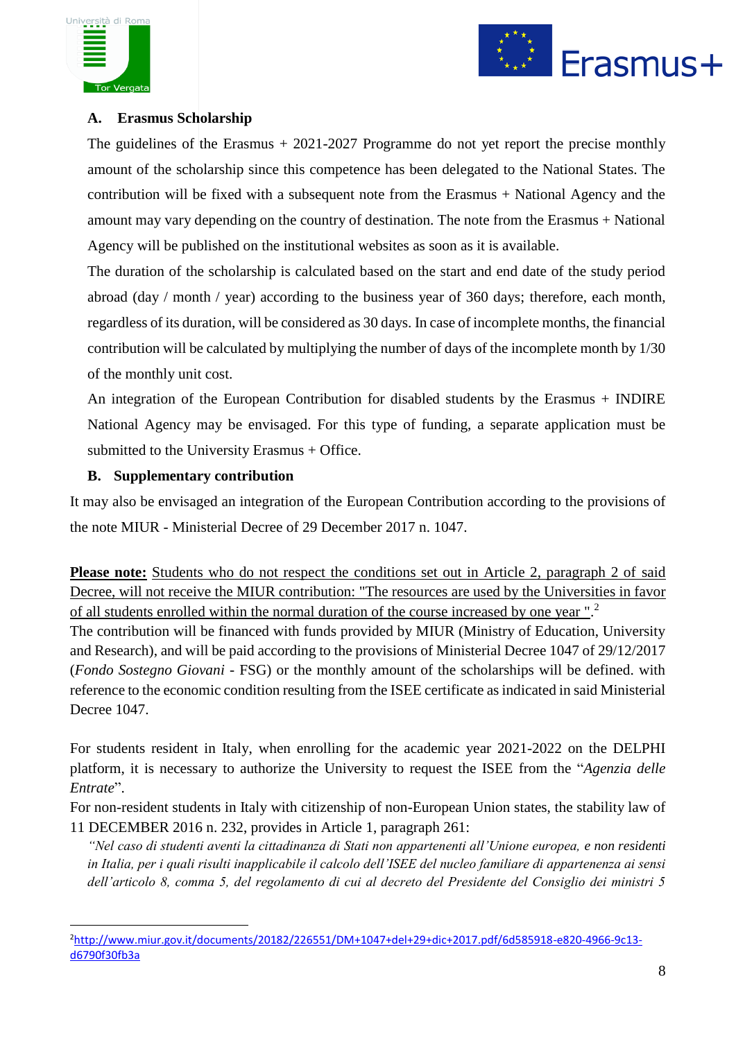### A. Erasmus Scholarship

The guidelines of the Erasmus + 2021-2027 Programme do not yet report the precise monthly amount of the scholarship since this competence has been delegated to the National States. The contribution will be fixed with a subsequent note from the Erasmus + National Agency and the amount may vary depending on the country of destination. The note from the Erasmus + National Agency will be published on the institutional websites as soon as it is available.

The duration of the scholarship is calculated based on the start and end date of the study period abroad (day / month / year) according to the business year of 360 days; therefore, each month, regardless of its duration, will be considered as 30 days. In case of incomplete months, the financial contribution will be calculated by multiplying the number of days of the incomplete month by 1/30 of the monthly unit cost.

An integration of the European Contribution for disabled students by the Erasmus + INDIRE National Agency may be envisaged. For this type of funding, a separate application must be submitted to the University Erasmus + Office.

### B. Supplementary contribution

It may also be envisaged an integration of the European Contribution according to the provisions of the note MIUR - Ministerial Decree of 29 December 2017 n. 1047.

**Please note:** Students who do not respect the conditions set out in Article 2, paragraph 2 of said Decree, will not receive the MIUR contribution: "The resources are used by the Universities in favor of all students enrolled within the normal duration of the course increased by one year ".[2]
The contribution will be financed with funds provided by MIUR (Ministry of Education, University and Research), and will be paid according to the provisions of Ministerial Decree 1047 of 29/12/2017 (*Fondo Sostegno Giovani* - FSG) or the monthly amount of the scholarships will be defined. with reference to the economic condition resulting from the ISEE certificate as indicated in said Ministerial Decree 1047.

For students resident in Italy, when enrolling for the academic year 2021-2022 on the DELPHI platform, it is necessary to authorize the University to request the ISEE from the "*Agenzia delle Entrate*".
For non-resident students in Italy with citizenship of non-European Union states, the stability law of 11 DECEMBER 2016 n. 232, provides in Article 1, paragraph 261:

*"Nel caso di studenti aventi la cittadinanza di Stati non appartenenti all'Unione europea, e non residenti in Italia, per i quali risulti inapplicabile il calcolo dell'ISEE del nucleo familiare di appartenenza ai sensi dell'articolo 8, comma 5, del regolamento di cui al decreto del Presidente del Consiglio dei ministri 5*

---

[2] http://www.miur.gov.it/documents/20182/226551/DM+1047+del+29+dic+2017.pdf/6d585918-e820-4966-9c13-d6790f30fb3a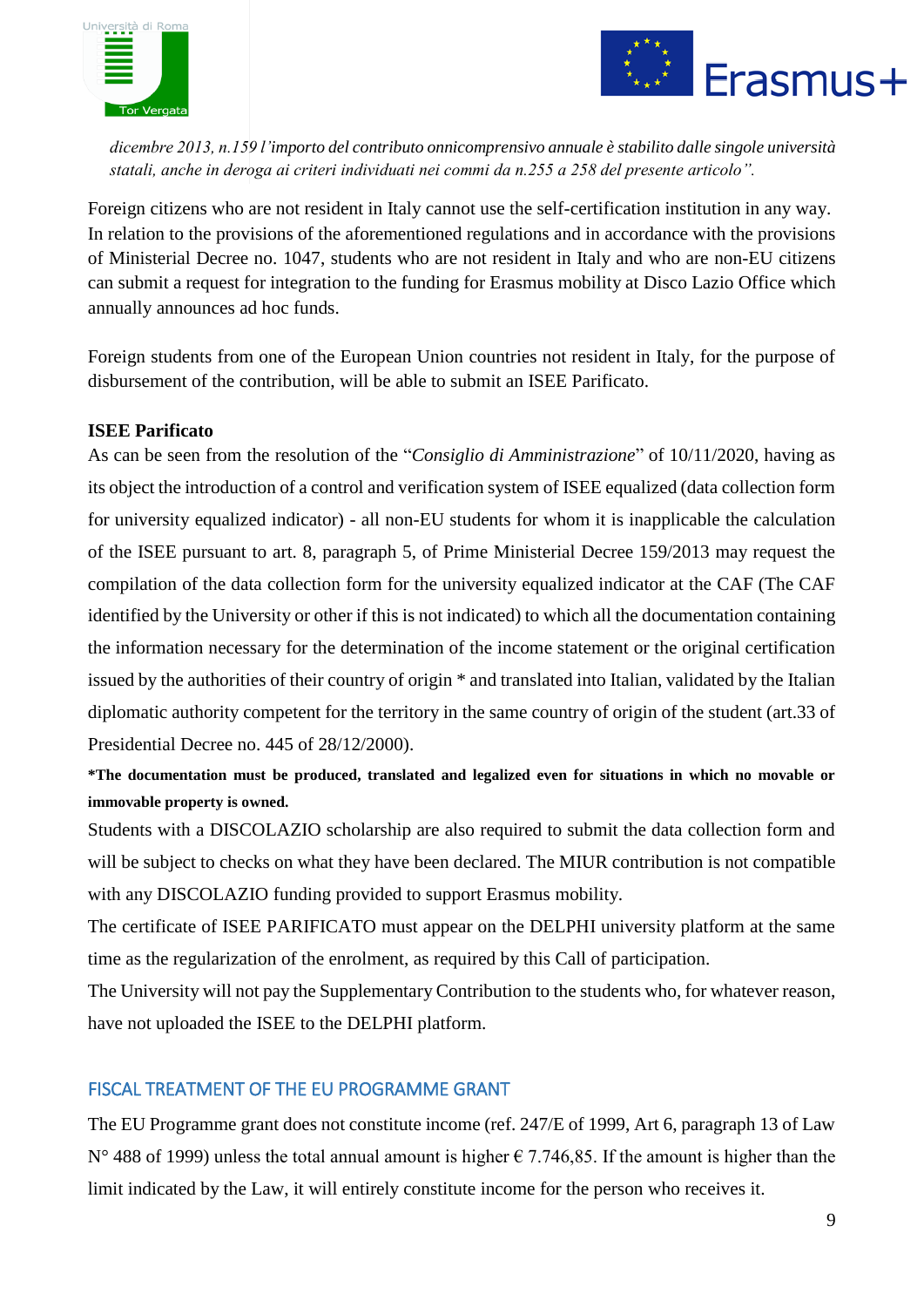*dicembre 2013, n.159 l'importo del contributo onnicomprensivo annuale è stabilito dalle singole università statali, anche in deroga ai criteri individuati nei commi da n.255 a 258 del presente articolo".*

Foreign citizens who are not resident in Italy cannot use the self-certification institution in any way. In relation to the provisions of the aforementioned regulations and in accordance with the provisions of Ministerial Decree no. 1047, students who are not resident in Italy and who are non-EU citizens can submit a request for integration to the funding for Erasmus mobility at Disco Lazio Office which annually announces ad hoc funds.

Foreign students from one of the European Union countries not resident in Italy, for the purpose of disbursement of the contribution, will be able to submit an ISEE Parificato.

**ISEE Parificato**

As can be seen from the resolution of the "*Consiglio di Amministrazione*" of 10/11/2020, having as its object the introduction of a control and verification system of ISEE equalized (data collection form for university equalized indicator) - all non-EU students for whom it is inapplicable the calculation of the ISEE pursuant to art. 8, paragraph 5, of Prime Ministerial Decree 159/2013 may request the compilation of the data collection form for the university equalized indicator at the CAF (The CAF identified by the University or other if this is not indicated) to which all the documentation containing the information necessary for the determination of the income statement or the original certification issued by the authorities of their country of origin * and translated into Italian, validated by the Italian diplomatic authority competent for the territory in the same country of origin of the student (art.33 of Presidential Decree no. 445 of 28/12/2000).

***The documentation must be produced, translated and legalized even for situations in which no movable or immovable property is owned.**

Students with a DISCOLAZIO scholarship are also required to submit the data collection form and will be subject to checks on what they have been declared. The MIUR contribution is not compatible with any DISCOLAZIO funding provided to support Erasmus mobility.

The certificate of ISEE PARIFICATO must appear on the DELPHI university platform at the same time as the regularization of the enrolment, as required by this Call of participation.

The University will not pay the Supplementary Contribution to the students who, for whatever reason, have not uploaded the ISEE to the DELPHI platform.

## FISCAL TREATMENT OF THE EU PROGRAMME GRANT

The EU Programme grant does not constitute income (ref. 247/E of 1999, Art 6, paragraph 13 of Law N° 488 of 1999) unless the total annual amount is higher € 7.746,85. If the amount is higher than the limit indicated by the Law, it will entirely constitute income for the person who receives it.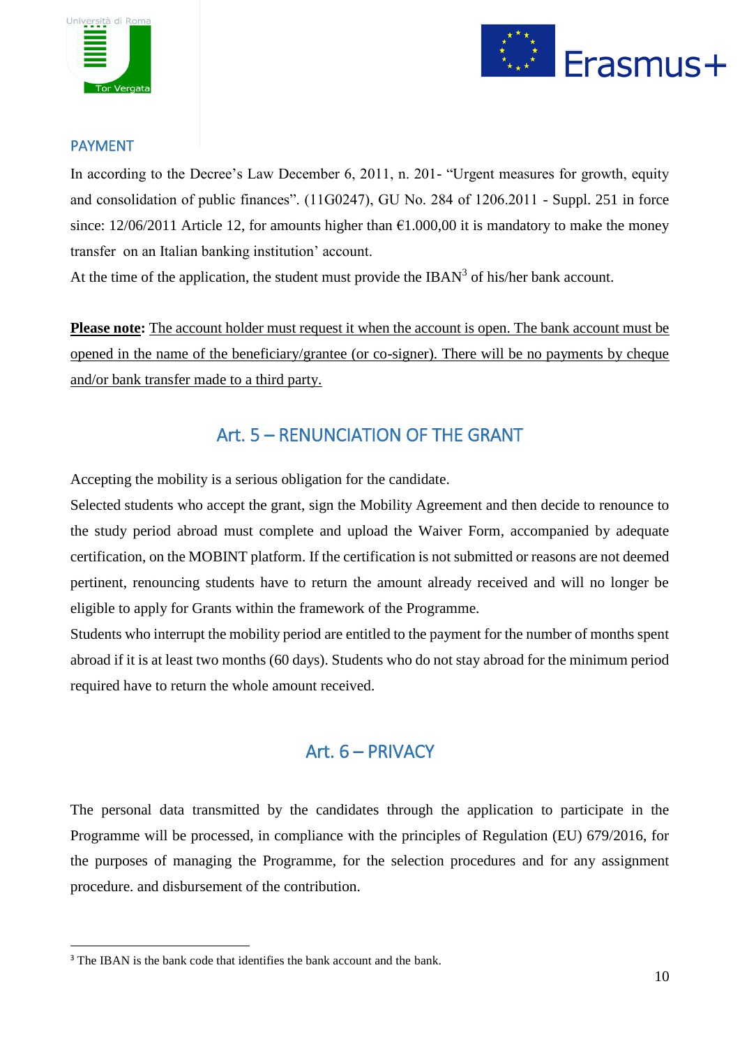## PAYMENT

In according to the Decree's Law December 6, 2011, n. 201- "Urgent measures for growth, equity and consolidation of public finances". (11G0247), GU No. 284 of 1206.2011 - Suppl. 251 in force since: 12/06/2011 Article 12, for amounts higher than €1.000,00 it is mandatory to make the money transfer on an Italian banking institution' account.

At the time of the application, the student must provide the IBAN[3] of his/her bank account.

**Please note:** The account holder must request it when the account is open. The bank account must be opened in the name of the beneficiary/grantee (or co-signer). There will be no payments by cheque and/or bank transfer made to a third party.

## Art. 5 – RENUNCIATION OF THE GRANT

Accepting the mobility is a serious obligation for the candidate.

Selected students who accept the grant, sign the Mobility Agreement and then decide to renounce to the study period abroad must complete and upload the Waiver Form, accompanied by adequate certification, on the MOBINT platform. If the certification is not submitted or reasons are not deemed pertinent, renouncing students have to return the amount already received and will no longer be eligible to apply for Grants within the framework of the Programme.

Students who interrupt the mobility period are entitled to the payment for the number of months spent abroad if it is at least two months (60 days). Students who do not stay abroad for the minimum period required have to return the whole amount received.

## Art. 6 – PRIVACY

The personal data transmitted by the candidates through the application to participate in the Programme will be processed, in compliance with the principles of Regulation (EU) 679/2016, for the purposes of managing the Programme, for the selection procedures and for any assignment procedure. and disbursement of the contribution.

---

[3] The IBAN is the bank code that identifies the bank account and the bank.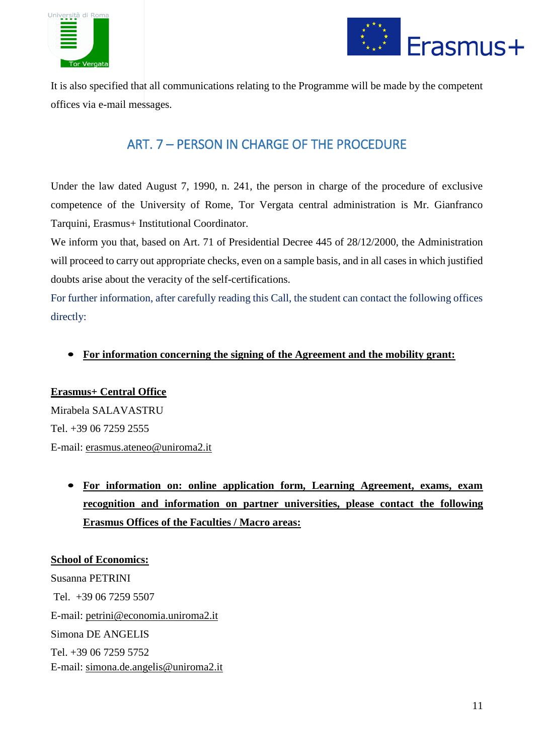It is also specified that all communications relating to the Programme will be made by the competent offices via e-mail messages.

## ART. 7 – PERSON IN CHARGE OF THE PROCEDURE

Under the law dated August 7, 1990, n. 241, the person in charge of the procedure of exclusive competence of the University of Rome, Tor Vergata central administration is Mr. Gianfranco Tarquini, Erasmus+ Institutional Coordinator.

We inform you that, based on Art. 71 of Presidential Decree 445 of 28/12/2000, the Administration will proceed to carry out appropriate checks, even on a sample basis, and in all cases in which justified doubts arise about the veracity of the self-certifications.

For further information, after carefully reading this Call, the student can contact the following offices directly:

- **For information concerning the signing of the Agreement and the mobility grant:**

**Erasmus+ Central Office**
Mirabela SALAVASTRU
Tel. +39 06 7259 2555
E-mail: erasmus.ateneo@uniroma2.it

- **For information on: online application form, Learning Agreement, exams, exam recognition and information on partner universities, please contact the following Erasmus Offices of the Faculties / Macro areas:**

**School of Economics:**
Susanna PETRINI
Tel. +39 06 7259 5507
E-mail: petrini@economia.uniroma2.it
Simona DE ANGELIS
Tel. +39 06 7259 5752
E-mail: simona.de.angelis@uniroma2.it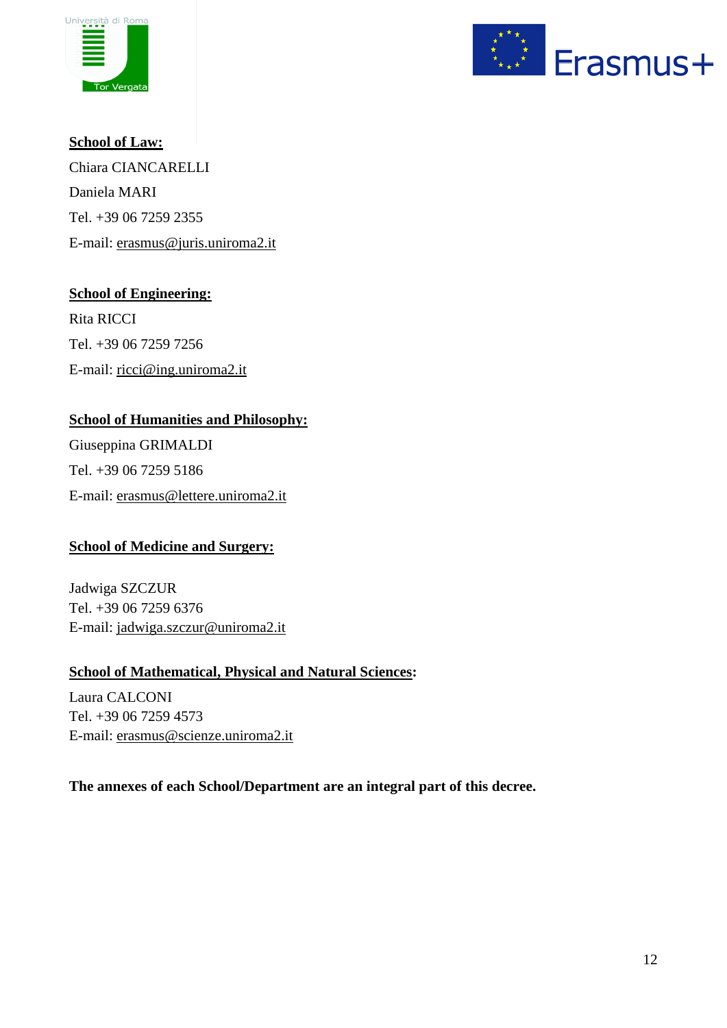**School of Law:**

Chiara CIANCARELLI

Daniela MARI

Tel. +39 06 7259 2355

E-mail: erasmus@juris.uniroma2.it

**School of Engineering:**

Rita RICCI

Tel. +39 06 7259 7256

E-mail: ricci@ing.uniroma2.it

**School of Humanities and Philosophy:**

Giuseppina GRIMALDI

Tel. +39 06 7259 5186

E-mail: erasmus@lettere.uniroma2.it

**School of Medicine and Surgery:**

Jadwiga SZCZUR
Tel. +39 06 7259 6376
E-mail: jadwiga.szczur@uniroma2.it

**School of Mathematical, Physical and Natural Sciences:**

Laura CALCONI
Tel. +39 06 7259 4573
E-mail: erasmus@scienze.uniroma2.it

**The annexes of each School/Department are an integral part of this decree.**